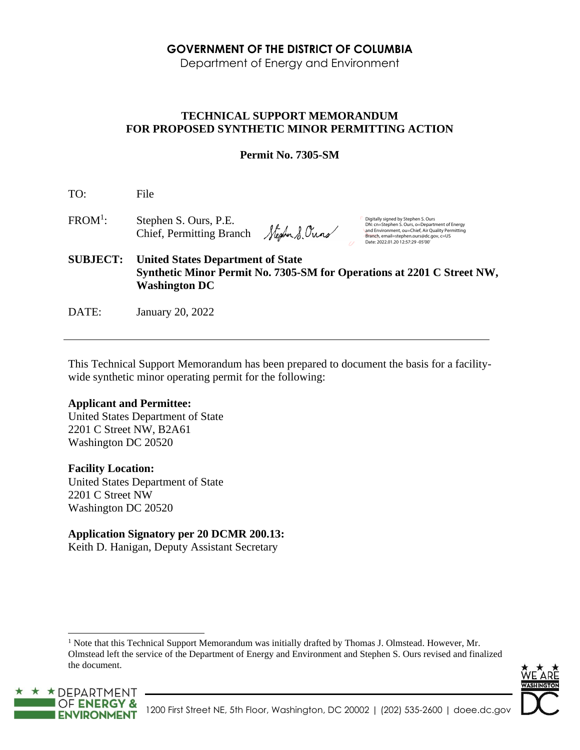**GOVERNMENT OF THE DISTRICT OF COLUMBIA**

Department of Energy and Environment

**TECHNICAL SUPPORT MEMORANDUM**
**FOR PROPOSED SYNTHETIC MINOR PERMITTING ACTION**

**Permit No. 7305-SM**

TO: File

FROM[1]: Stephen S. Ours, P.E.
Chief, Permitting Branch

Digitally signed by Stephen S. Ours
DN: cn=Stephen S. Ours, o=Department of Energy and Environment, ou=Chief, Air Quality Permitting Branch, email=stephen.ours@dc.gov, c=US
Date: 2022.01.20 12:57:29 -05'00'

**SUBJECT: United States Department of State**
**Synthetic Minor Permit No. 7305-SM for Operations at 2201 C Street NW, Washington DC**

DATE: January 20, 2022

---

This Technical Support Memorandum has been prepared to document the basis for a facility-wide synthetic minor operating permit for the following:

**Applicant and Permittee:**
United States Department of State
2201 C Street NW, B2A61
Washington DC 20520

**Facility Location:**
United States Department of State
2201 C Street NW
Washington DC 20520

**Application Signatory per 20 DCMR 200.13:**
Keith D. Hanigan, Deputy Assistant Secretary

---

[1] Note that this Technical Support Memorandum was initially drafted by Thomas J. Olmstead. However, Mr. Olmstead left the service of the Department of Energy and Environment and Stephen S. Ours revised and finalized the document.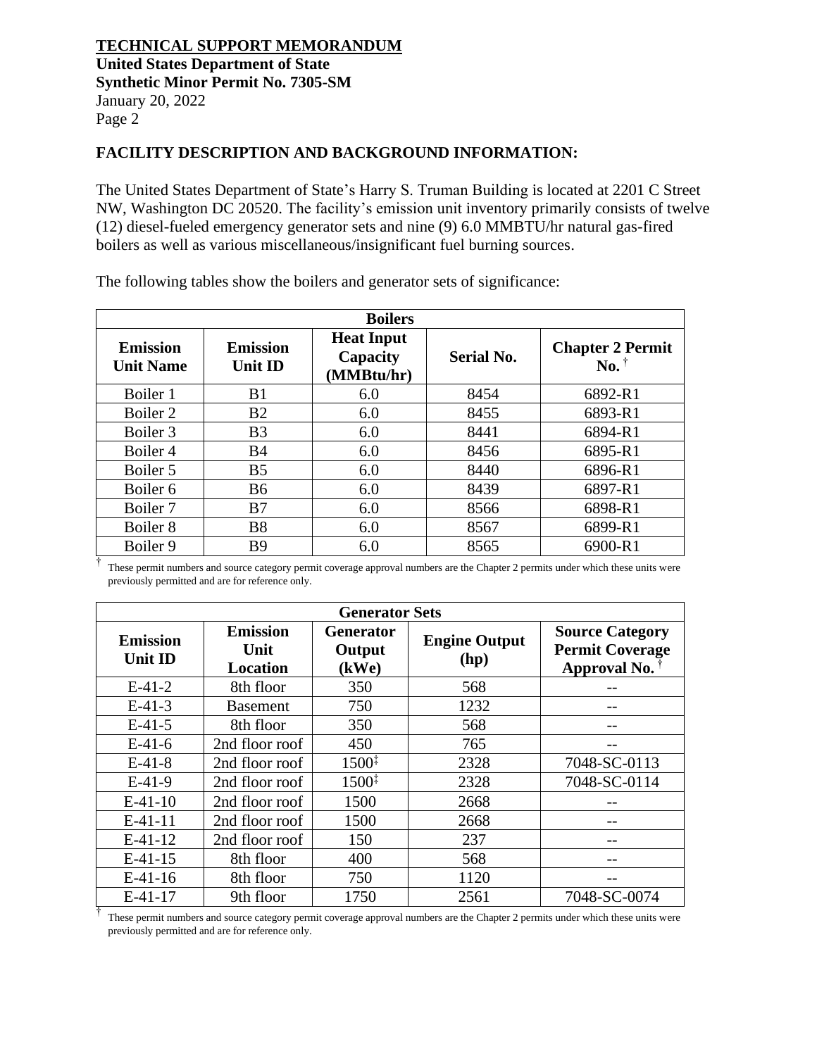## FACILITY DESCRIPTION AND BACKGROUND INFORMATION:

The United States Department of State's Harry S. Truman Building is located at 2201 C Street NW, Washington DC 20520. The facility's emission unit inventory primarily consists of twelve (12) diesel-fueled emergency generator sets and nine (9) 6.0 MMBTU/hr natural gas-fired boilers as well as various miscellaneous/insignificant fuel burning sources.

The following tables show the boilers and generator sets of significance:

| Boilers | | | | |
|---|---|---|---|---|
| **Emission Unit Name** | **Emission Unit ID** | **Heat Input Capacity (MMBtu/hr)** | **Serial No.** | **Chapter 2 Permit No.** † |
| Boiler 1 | B1 | 6.0 | 8454 | 6892-R1 |
| Boiler 2 | B2 | 6.0 | 8455 | 6893-R1 |
| Boiler 3 | B3 | 6.0 | 8441 | 6894-R1 |
| Boiler 4 | B4 | 6.0 | 8456 | 6895-R1 |
| Boiler 5 | B5 | 6.0 | 8440 | 6896-R1 |
| Boiler 6 | B6 | 6.0 | 8439 | 6897-R1 |
| Boiler 7 | B7 | 6.0 | 8566 | 6898-R1 |
| Boiler 8 | B8 | 6.0 | 8567 | 6899-R1 |
| Boiler 9 | B9 | 6.0 | 8565 | 6900-R1 |

† These permit numbers and source category permit coverage approval numbers are the Chapter 2 permits under which these units were previously permitted and are for reference only.

| Generator Sets | | | | |
|---|---|---|---|---|
| **Emission Unit ID** | **Emission Unit Location** | **Generator Output (kWe)** | **Engine Output (hp)** | **Source Category Permit Coverage Approval No.** † |
| E-41-2 | 8th floor | 350 | 568 | -- |
| E-41-3 | Basement | 750 | 1232 | -- |
| E-41-5 | 8th floor | 350 | 568 | -- |
| E-41-6 | 2nd floor roof | 450 | 765 | -- |
| E-41-8 | 2nd floor roof | 1500‡ | 2328 | 7048-SC-0113 |
| E-41-9 | 2nd floor roof | 1500‡ | 2328 | 7048-SC-0114 |
| E-41-10 | 2nd floor roof | 1500 | 2668 | -- |
| E-41-11 | 2nd floor roof | 1500 | 2668 | -- |
| E-41-12 | 2nd floor roof | 150 | 237 | -- |
| E-41-15 | 8th floor | 400 | 568 | -- |
| E-41-16 | 8th floor | 750 | 1120 | -- |
| E-41-17 | 9th floor | 1750 | 2561 | 7048-SC-0074 |

† These permit numbers and source category permit coverage approval numbers are the Chapter 2 permits under which these units were previously permitted and are for reference only.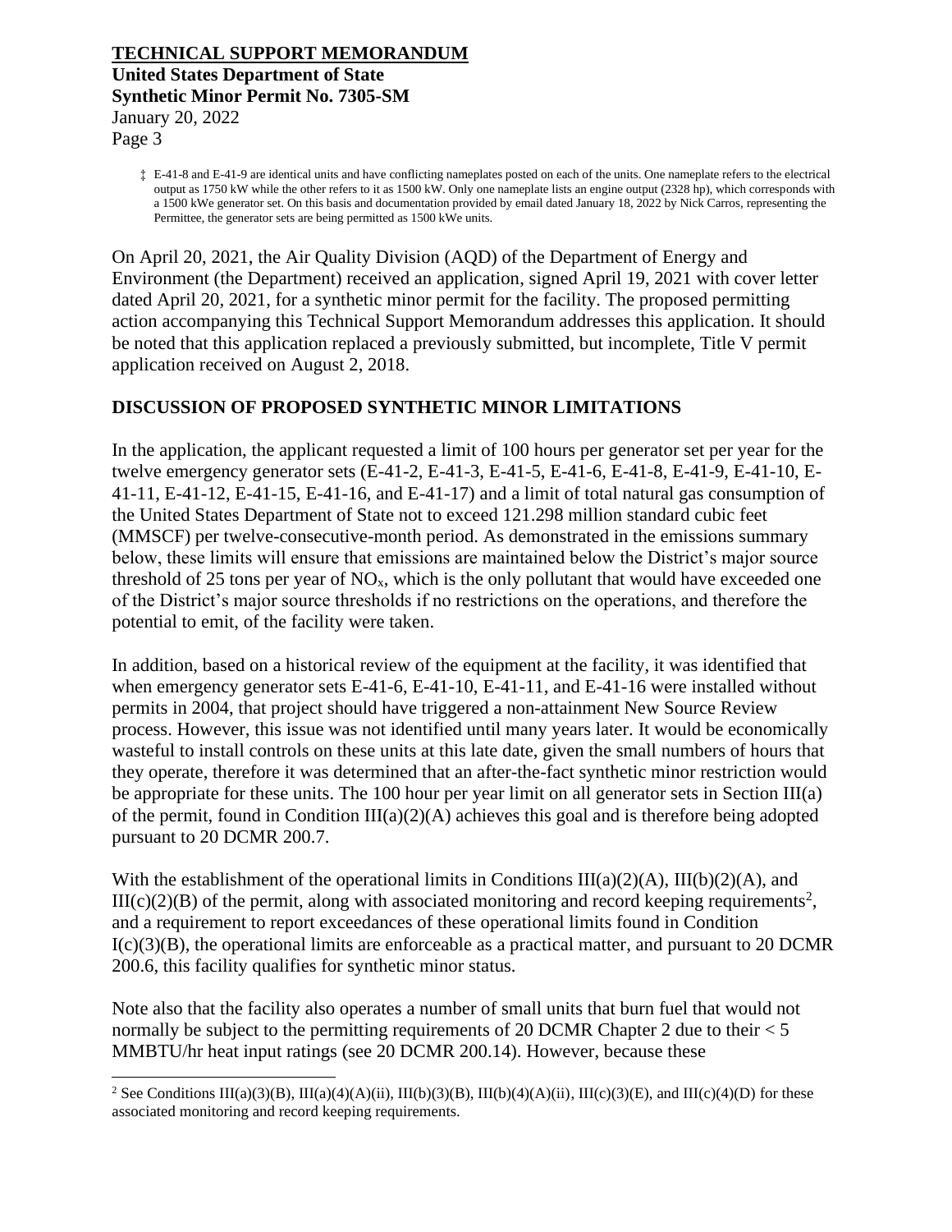‡ E-41-8 and E-41-9 are identical units and have conflicting nameplates posted on each of the units. One nameplate refers to the electrical output as 1750 kW while the other refers to it as 1500 kW. Only one nameplate lists an engine output (2328 hp), which corresponds with a 1500 kWe generator set. On this basis and documentation provided by email dated January 18, 2022 by Nick Carros, representing the Permittee, the generator sets are being permitted as 1500 kWe units.

On April 20, 2021, the Air Quality Division (AQD) of the Department of Energy and Environment (the Department) received an application, signed April 19, 2021 with cover letter dated April 20, 2021, for a synthetic minor permit for the facility. The proposed permitting action accompanying this Technical Support Memorandum addresses this application. It should be noted that this application replaced a previously submitted, but incomplete, Title V permit application received on August 2, 2018.

## DISCUSSION OF PROPOSED SYNTHETIC MINOR LIMITATIONS

In the application, the applicant requested a limit of 100 hours per generator set per year for the twelve emergency generator sets (E-41-2, E-41-3, E-41-5, E-41-6, E-41-8, E-41-9, E-41-10, E-41-11, E-41-12, E-41-15, E-41-16, and E-41-17) and a limit of total natural gas consumption of the United States Department of State not to exceed 121.298 million standard cubic feet (MMSCF) per twelve-consecutive-month period. As demonstrated in the emissions summary below, these limits will ensure that emissions are maintained below the District's major source threshold of 25 tons per year of $NO_x$, which is the only pollutant that would have exceeded one of the District's major source thresholds if no restrictions on the operations, and therefore the potential to emit, of the facility were taken.

In addition, based on a historical review of the equipment at the facility, it was identified that when emergency generator sets E-41-6, E-41-10, E-41-11, and E-41-16 were installed without permits in 2004, that project should have triggered a non-attainment New Source Review process. However, this issue was not identified until many years later. It would be economically wasteful to install controls on these units at this late date, given the small numbers of hours that they operate, therefore it was determined that an after-the-fact synthetic minor restriction would be appropriate for these units. The 100 hour per year limit on all generator sets in Section III(a) of the permit, found in Condition III(a)(2)(A) achieves this goal and is therefore being adopted pursuant to 20 DCMR 200.7.

With the establishment of the operational limits in Conditions III(a)(2)(A), III(b)(2)(A), and III(c)(2)(B) of the permit, along with associated monitoring and record keeping requirements[2], and a requirement to report exceedances of these operational limits found in Condition I(c)(3)(B), the operational limits are enforceable as a practical matter, and pursuant to 20 DCMR 200.6, this facility qualifies for synthetic minor status.

Note also that the facility also operates a number of small units that burn fuel that would not normally be subject to the permitting requirements of 20 DCMR Chapter 2 due to their < 5 MMBTU/hr heat input ratings (see 20 DCMR 200.14). However, because these

---

[2] See Conditions III(a)(3)(B), III(a)(4)(A)(ii), III(b)(3)(B), III(b)(4)(A)(ii), III(c)(3)(E), and III(c)(4)(D) for these associated monitoring and record keeping requirements.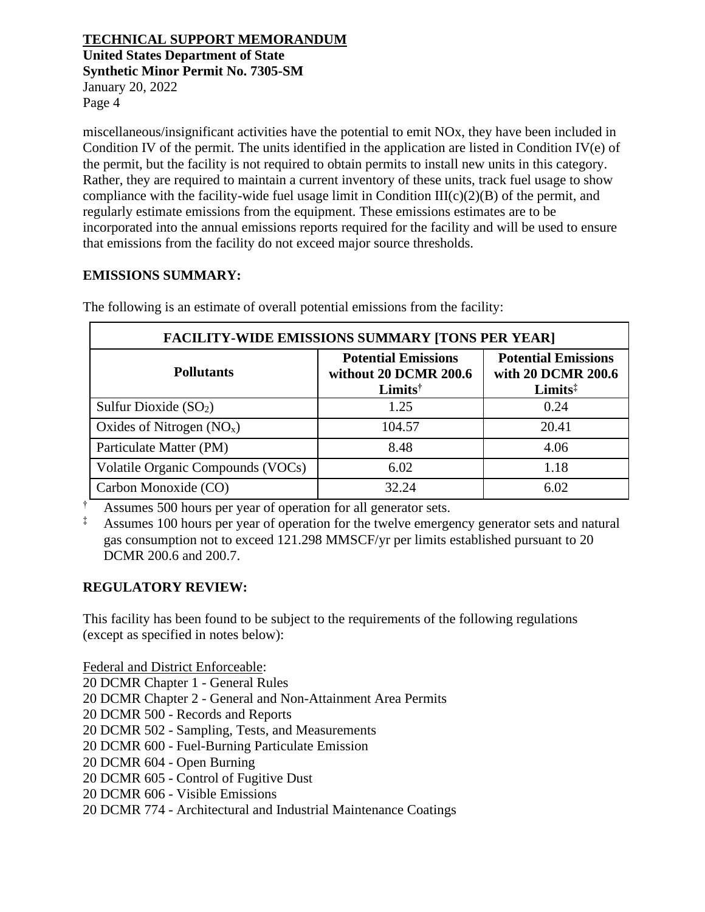miscellaneous/insignificant activities have the potential to emit NOx, they have been included in Condition IV of the permit. The units identified in the application are listed in Condition IV(e) of the permit, but the facility is not required to obtain permits to install new units in this category. Rather, they are required to maintain a current inventory of these units, track fuel usage to show compliance with the facility-wide fuel usage limit in Condition III(c)(2)(B) of the permit, and regularly estimate emissions from the equipment. These emissions estimates are to be incorporated into the annual emissions reports required for the facility and will be used to ensure that emissions from the facility do not exceed major source thresholds.

## EMISSIONS SUMMARY:

The following is an estimate of overall potential emissions from the facility:

| FACILITY-WIDE EMISSIONS SUMMARY [TONS PER YEAR] | | |
|---|---|---|
| **Pollutants** | **Potential Emissions without 20 DCMR 200.6 Limits†** | **Potential Emissions with 20 DCMR 200.6 Limits‡** |
| Sulfur Dioxide ($SO_2$) | 1.25 | 0.24 |
| Oxides of Nitrogen ($NO_x$) | 104.57 | 20.41 |
| Particulate Matter (PM) | 8.48 | 4.06 |
| Volatile Organic Compounds (VOCs) | 6.02 | 1.18 |
| Carbon Monoxide (CO) | 32.24 | 6.02 |

† Assumes 500 hours per year of operation for all generator sets.

‡ Assumes 100 hours per year of operation for the twelve emergency generator sets and natural gas consumption not to exceed 121.298 MMSCF/yr per limits established pursuant to 20 DCMR 200.6 and 200.7.

## REGULATORY REVIEW:

This facility has been found to be subject to the requirements of the following regulations (except as specified in notes below):

Federal and District Enforceable:

20 DCMR Chapter 1 - General Rules
20 DCMR Chapter 2 - General and Non-Attainment Area Permits
20 DCMR 500 - Records and Reports
20 DCMR 502 - Sampling, Tests, and Measurements
20 DCMR 600 - Fuel-Burning Particulate Emission
20 DCMR 604 - Open Burning
20 DCMR 605 - Control of Fugitive Dust
20 DCMR 606 - Visible Emissions
20 DCMR 774 - Architectural and Industrial Maintenance Coatings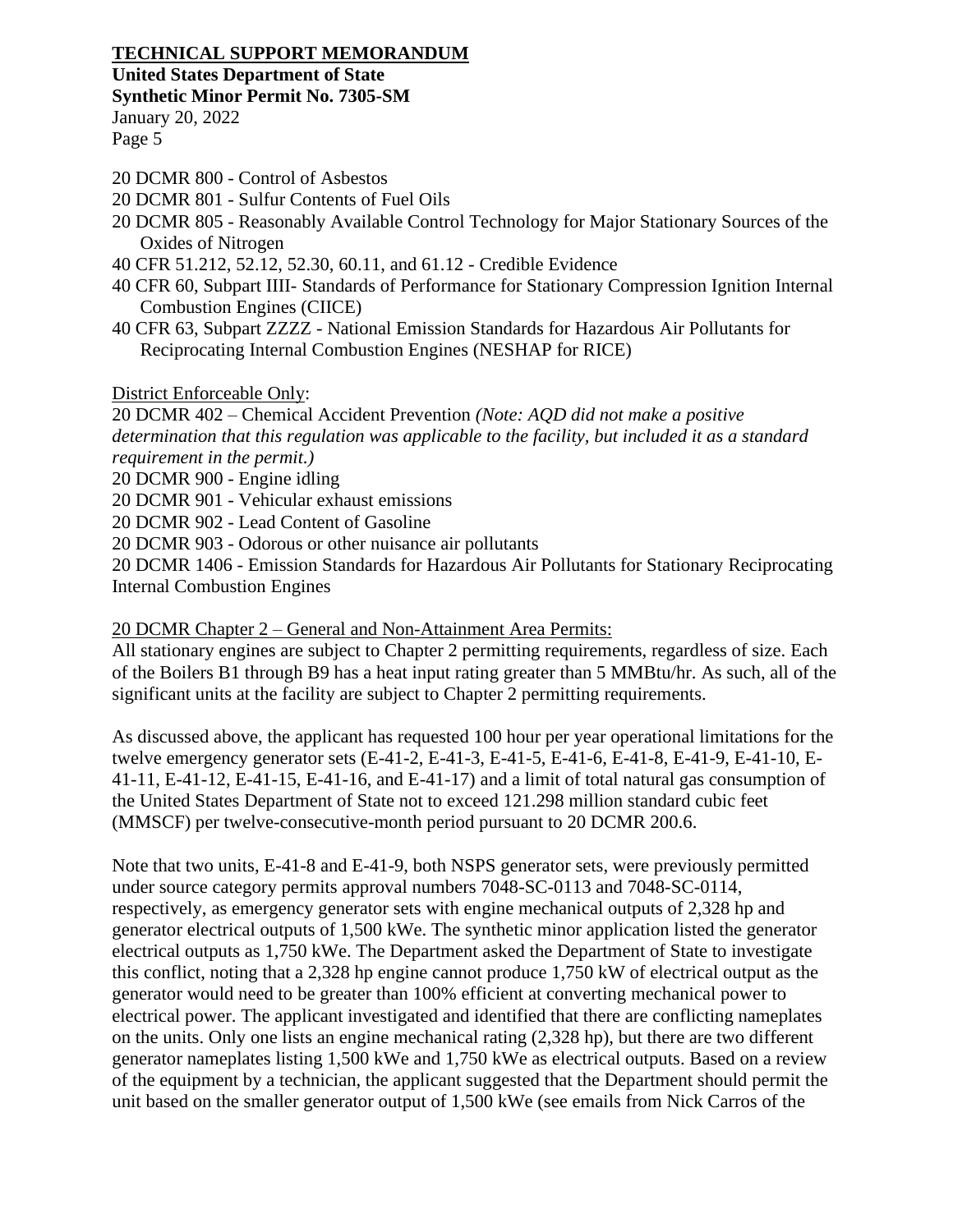20 DCMR 800 - Control of Asbestos
20 DCMR 801 - Sulfur Contents of Fuel Oils
20 DCMR 805 - Reasonably Available Control Technology for Major Stationary Sources of the Oxides of Nitrogen
40 CFR 51.212, 52.12, 52.30, 60.11, and 61.12 - Credible Evidence
40 CFR 60, Subpart IIII- Standards of Performance for Stationary Compression Ignition Internal Combustion Engines (CIICE)
40 CFR 63, Subpart ZZZZ - National Emission Standards for Hazardous Air Pollutants for Reciprocating Internal Combustion Engines (NESHAP for RICE)

District Enforceable Only:

20 DCMR 402 – Chemical Accident Prevention *(Note: AQD did not make a positive determination that this regulation was applicable to the facility, but included it as a standard requirement in the permit.)*
20 DCMR 900 - Engine idling
20 DCMR 901 - Vehicular exhaust emissions
20 DCMR 902 - Lead Content of Gasoline
20 DCMR 903 - Odorous or other nuisance air pollutants
20 DCMR 1406 - Emission Standards for Hazardous Air Pollutants for Stationary Reciprocating Internal Combustion Engines

20 DCMR Chapter 2 – General and Non-Attainment Area Permits:

All stationary engines are subject to Chapter 2 permitting requirements, regardless of size. Each of the Boilers B1 through B9 has a heat input rating greater than 5 MMBtu/hr. As such, all of the significant units at the facility are subject to Chapter 2 permitting requirements.

As discussed above, the applicant has requested 100 hour per year operational limitations for the twelve emergency generator sets (E-41-2, E-41-3, E-41-5, E-41-6, E-41-8, E-41-9, E-41-10, E-41-11, E-41-12, E-41-15, E-41-16, and E-41-17) and a limit of total natural gas consumption of the United States Department of State not to exceed 121.298 million standard cubic feet (MMSCF) per twelve-consecutive-month period pursuant to 20 DCMR 200.6.

Note that two units, E-41-8 and E-41-9, both NSPS generator sets, were previously permitted under source category permits approval numbers 7048-SC-0113 and 7048-SC-0114, respectively, as emergency generator sets with engine mechanical outputs of 2,328 hp and generator electrical outputs of 1,500 kWe. The synthetic minor application listed the generator electrical outputs as 1,750 kWe. The Department asked the Department of State to investigate this conflict, noting that a 2,328 hp engine cannot produce 1,750 kW of electrical output as the generator would need to be greater than 100% efficient at converting mechanical power to electrical power. The applicant investigated and identified that there are conflicting nameplates on the units. Only one lists an engine mechanical rating (2,328 hp), but there are two different generator nameplates listing 1,500 kWe and 1,750 kWe as electrical outputs. Based on a review of the equipment by a technician, the applicant suggested that the Department should permit the unit based on the smaller generator output of 1,500 kWe (see emails from Nick Carros of the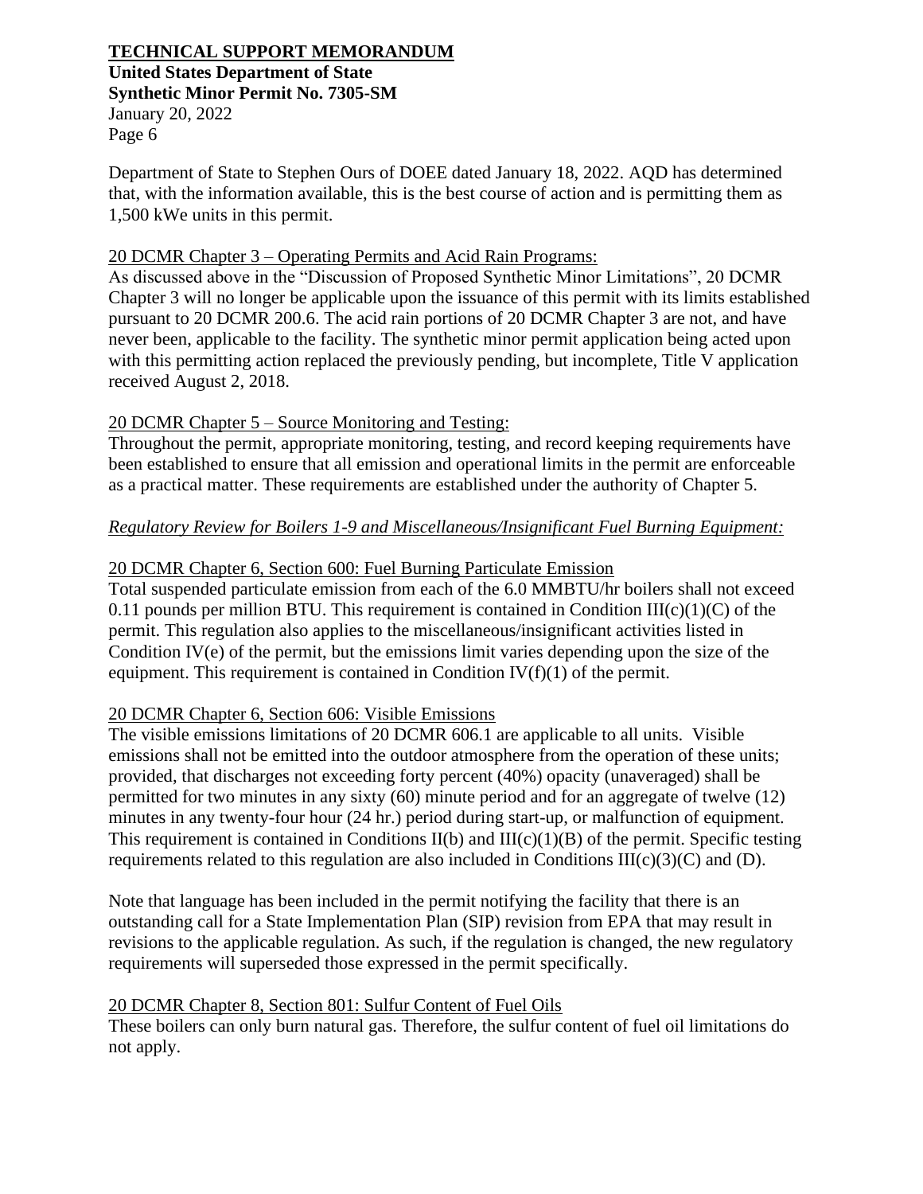Department of State to Stephen Ours of DOEE dated January 18, 2022. AQD has determined that, with the information available, this is the best course of action and is permitting them as 1,500 kWe units in this permit.

20 DCMR Chapter 3 – Operating Permits and Acid Rain Programs:

As discussed above in the "Discussion of Proposed Synthetic Minor Limitations", 20 DCMR Chapter 3 will no longer be applicable upon the issuance of this permit with its limits established pursuant to 20 DCMR 200.6. The acid rain portions of 20 DCMR Chapter 3 are not, and have never been, applicable to the facility. The synthetic minor permit application being acted upon with this permitting action replaced the previously pending, but incomplete, Title V application received August 2, 2018.

20 DCMR Chapter 5 – Source Monitoring and Testing:

Throughout the permit, appropriate monitoring, testing, and record keeping requirements have been established to ensure that all emission and operational limits in the permit are enforceable as a practical matter. These requirements are established under the authority of Chapter 5.

*Regulatory Review for Boilers 1-9 and Miscellaneous/Insignificant Fuel Burning Equipment:*

20 DCMR Chapter 6, Section 600: Fuel Burning Particulate Emission

Total suspended particulate emission from each of the 6.0 MMBTU/hr boilers shall not exceed 0.11 pounds per million BTU. This requirement is contained in Condition III(c)(1)(C) of the permit. This regulation also applies to the miscellaneous/insignificant activities listed in Condition IV(e) of the permit, but the emissions limit varies depending upon the size of the equipment. This requirement is contained in Condition IV(f)(1) of the permit.

20 DCMR Chapter 6, Section 606: Visible Emissions

The visible emissions limitations of 20 DCMR 606.1 are applicable to all units. Visible emissions shall not be emitted into the outdoor atmosphere from the operation of these units; provided, that discharges not exceeding forty percent (40%) opacity (unaveraged) shall be permitted for two minutes in any sixty (60) minute period and for an aggregate of twelve (12) minutes in any twenty-four hour (24 hr.) period during start-up, or malfunction of equipment. This requirement is contained in Conditions II(b) and III(c)(1)(B) of the permit. Specific testing requirements related to this regulation are also included in Conditions III(c)(3)(C) and (D).

Note that language has been included in the permit notifying the facility that there is an outstanding call for a State Implementation Plan (SIP) revision from EPA that may result in revisions to the applicable regulation. As such, if the regulation is changed, the new regulatory requirements will superseded those expressed in the permit specifically.

20 DCMR Chapter 8, Section 801: Sulfur Content of Fuel Oils

These boilers can only burn natural gas. Therefore, the sulfur content of fuel oil limitations do not apply.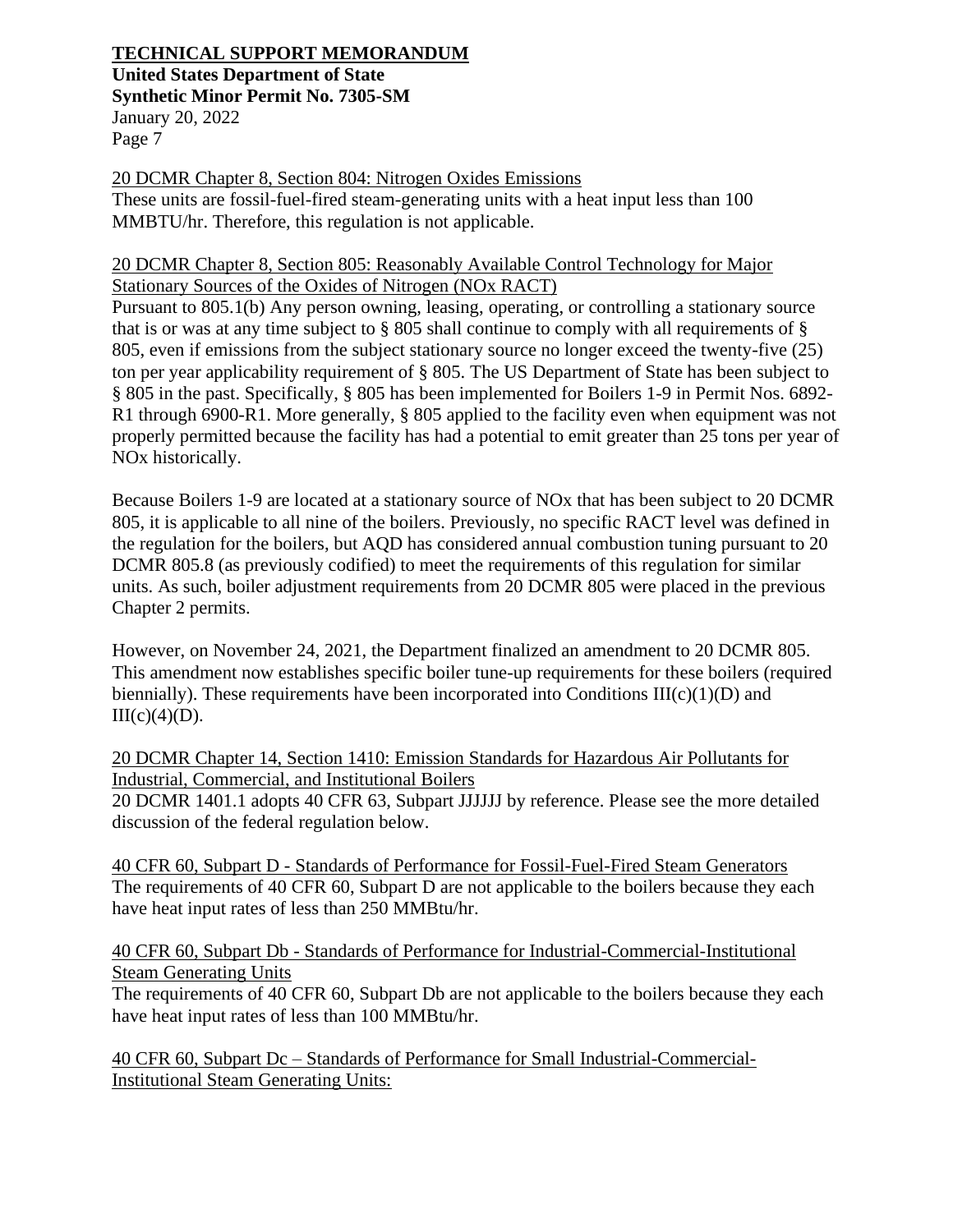20 DCMR Chapter 8, Section 804: Nitrogen Oxides Emissions

These units are fossil-fuel-fired steam-generating units with a heat input less than 100 MMBTU/hr. Therefore, this regulation is not applicable.

20 DCMR Chapter 8, Section 805: Reasonably Available Control Technology for Major Stationary Sources of the Oxides of Nitrogen (NOx RACT)

Pursuant to 805.1(b) Any person owning, leasing, operating, or controlling a stationary source that is or was at any time subject to § 805 shall continue to comply with all requirements of § 805, even if emissions from the subject stationary source no longer exceed the twenty-five (25) ton per year applicability requirement of § 805. The US Department of State has been subject to § 805 in the past. Specifically, § 805 has been implemented for Boilers 1-9 in Permit Nos. 6892-R1 through 6900-R1. More generally, § 805 applied to the facility even when equipment was not properly permitted because the facility has had a potential to emit greater than 25 tons per year of NOx historically.

Because Boilers 1-9 are located at a stationary source of NOx that has been subject to 20 DCMR 805, it is applicable to all nine of the boilers. Previously, no specific RACT level was defined in the regulation for the boilers, but AQD has considered annual combustion tuning pursuant to 20 DCMR 805.8 (as previously codified) to meet the requirements of this regulation for similar units. As such, boiler adjustment requirements from 20 DCMR 805 were placed in the previous Chapter 2 permits.

However, on November 24, 2021, the Department finalized an amendment to 20 DCMR 805. This amendment now establishes specific boiler tune-up requirements for these boilers (required biennially). These requirements have been incorporated into Conditions III(c)(1)(D) and III(c)(4)(D).

20 DCMR Chapter 14, Section 1410: Emission Standards for Hazardous Air Pollutants for Industrial, Commercial, and Institutional Boilers

20 DCMR 1401.1 adopts 40 CFR 63, Subpart JJJJJJ by reference. Please see the more detailed discussion of the federal regulation below.

40 CFR 60, Subpart D - Standards of Performance for Fossil-Fuel-Fired Steam Generators

The requirements of 40 CFR 60, Subpart D are not applicable to the boilers because they each have heat input rates of less than 250 MMBtu/hr.

40 CFR 60, Subpart Db - Standards of Performance for Industrial-Commercial-Institutional Steam Generating Units

The requirements of 40 CFR 60, Subpart Db are not applicable to the boilers because they each have heat input rates of less than 100 MMBtu/hr.

40 CFR 60, Subpart Dc – Standards of Performance for Small Industrial-Commercial-Institutional Steam Generating Units: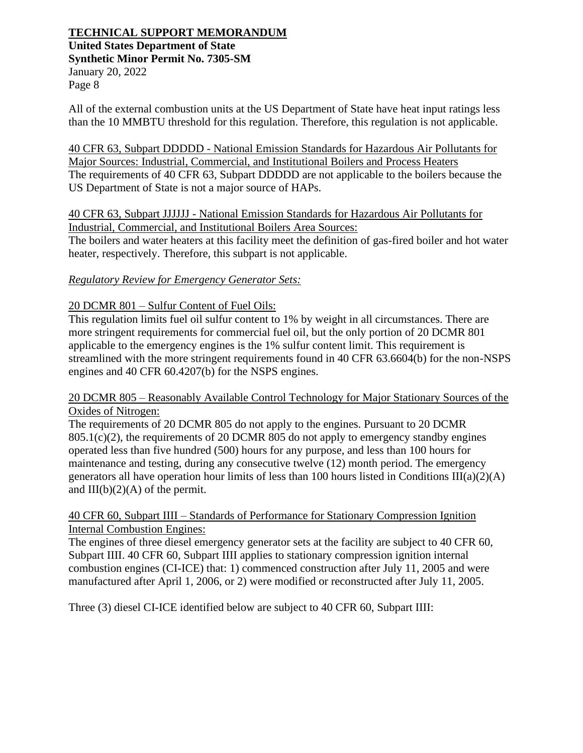All of the external combustion units at the US Department of State have heat input ratings less than the 10 MMBTU threshold for this regulation. Therefore, this regulation is not applicable.

<u>40 CFR 63, Subpart DDDDD - National Emission Standards for Hazardous Air Pollutants for Major Sources: Industrial, Commercial, and Institutional Boilers and Process Heaters</u>
The requirements of 40 CFR 63, Subpart DDDDD are not applicable to the boilers because the US Department of State is not a major source of HAPs.

<u>40 CFR 63, Subpart JJJJJJ - National Emission Standards for Hazardous Air Pollutants for Industrial, Commercial, and Institutional Boilers Area Sources:</u>
The boilers and water heaters at this facility meet the definition of gas-fired boiler and hot water heater, respectively. Therefore, this subpart is not applicable.

*<u>Regulatory Review for Emergency Generator Sets:</u>*

<u>20 DCMR 801 – Sulfur Content of Fuel Oils:</u>
This regulation limits fuel oil sulfur content to 1% by weight in all circumstances. There are more stringent requirements for commercial fuel oil, but the only portion of 20 DCMR 801 applicable to the emergency engines is the 1% sulfur content limit. This requirement is streamlined with the more stringent requirements found in 40 CFR 63.6604(b) for the non-NSPS engines and 40 CFR 60.4207(b) for the NSPS engines.

<u>20 DCMR 805 – Reasonably Available Control Technology for Major Stationary Sources of the Oxides of Nitrogen:</u>
The requirements of 20 DCMR 805 do not apply to the engines. Pursuant to 20 DCMR 805.1(c)(2), the requirements of 20 DCMR 805 do not apply to emergency standby engines operated less than five hundred (500) hours for any purpose, and less than 100 hours for maintenance and testing, during any consecutive twelve (12) month period. The emergency generators all have operation hour limits of less than 100 hours listed in Conditions III(a)(2)(A) and III(b)(2)(A) of the permit.

<u>40 CFR 60, Subpart IIII – Standards of Performance for Stationary Compression Ignition Internal Combustion Engines:</u>
The engines of three diesel emergency generator sets at the facility are subject to 40 CFR 60, Subpart IIII. 40 CFR 60, Subpart IIII applies to stationary compression ignition internal combustion engines (CI-ICE) that: 1) commenced construction after July 11, 2005 and were manufactured after April 1, 2006, or 2) were modified or reconstructed after July 11, 2005.

Three (3) diesel CI-ICE identified below are subject to 40 CFR 60, Subpart IIII: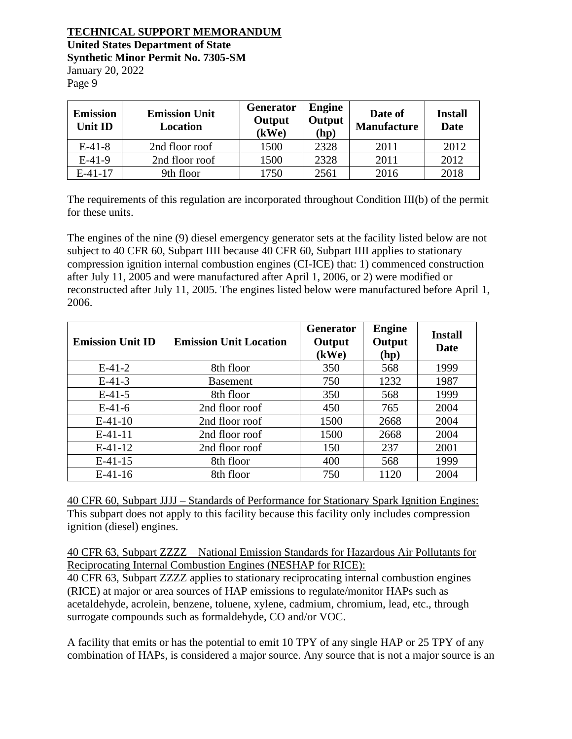| Emission Unit ID | Emission Unit Location | Generator Output (kWe) | Engine Output (hp) | Date of Manufacture | Install Date |
|---|---|---|---|---|---|
| E-41-8 | 2nd floor roof | 1500 | 2328 | 2011 | 2012 |
| E-41-9 | 2nd floor roof | 1500 | 2328 | 2011 | 2012 |
| E-41-17 | 9th floor | 1750 | 2561 | 2016 | 2018 |

The requirements of this regulation are incorporated throughout Condition III(b) of the permit for these units.

The engines of the nine (9) diesel emergency generator sets at the facility listed below are not subject to 40 CFR 60, Subpart IIII because 40 CFR 60, Subpart IIII applies to stationary compression ignition internal combustion engines (CI-ICE) that: 1) commenced construction after July 11, 2005 and were manufactured after April 1, 2006, or 2) were modified or reconstructed after July 11, 2005. The engines listed below were manufactured before April 1, 2006.

| Emission Unit ID | Emission Unit Location | Generator Output (kWe) | Engine Output (hp) | Install Date |
|---|---|---|---|---|
| E-41-2 | 8th floor | 350 | 568 | 1999 |
| E-41-3 | Basement | 750 | 1232 | 1987 |
| E-41-5 | 8th floor | 350 | 568 | 1999 |
| E-41-6 | 2nd floor roof | 450 | 765 | 2004 |
| E-41-10 | 2nd floor roof | 1500 | 2668 | 2004 |
| E-41-11 | 2nd floor roof | 1500 | 2668 | 2004 |
| E-41-12 | 2nd floor roof | 150 | 237 | 2001 |
| E-41-15 | 8th floor | 400 | 568 | 1999 |
| E-41-16 | 8th floor | 750 | 1120 | 2004 |

<u>40 CFR 60, Subpart JJJJ – Standards of Performance for Stationary Spark Ignition Engines:</u> This subpart does not apply to this facility because this facility only includes compression ignition (diesel) engines.

<u>40 CFR 63, Subpart ZZZZ – National Emission Standards for Hazardous Air Pollutants for Reciprocating Internal Combustion Engines (NESHAP for RICE):</u>
40 CFR 63, Subpart ZZZZ applies to stationary reciprocating internal combustion engines (RICE) at major or area sources of HAP emissions to regulate/monitor HAPs such as acetaldehyde, acrolein, benzene, toluene, xylene, cadmium, chromium, lead, etc., through surrogate compounds such as formaldehyde, CO and/or VOC.

A facility that emits or has the potential to emit 10 TPY of any single HAP or 25 TPY of any combination of HAPs, is considered a major source. Any source that is not a major source is an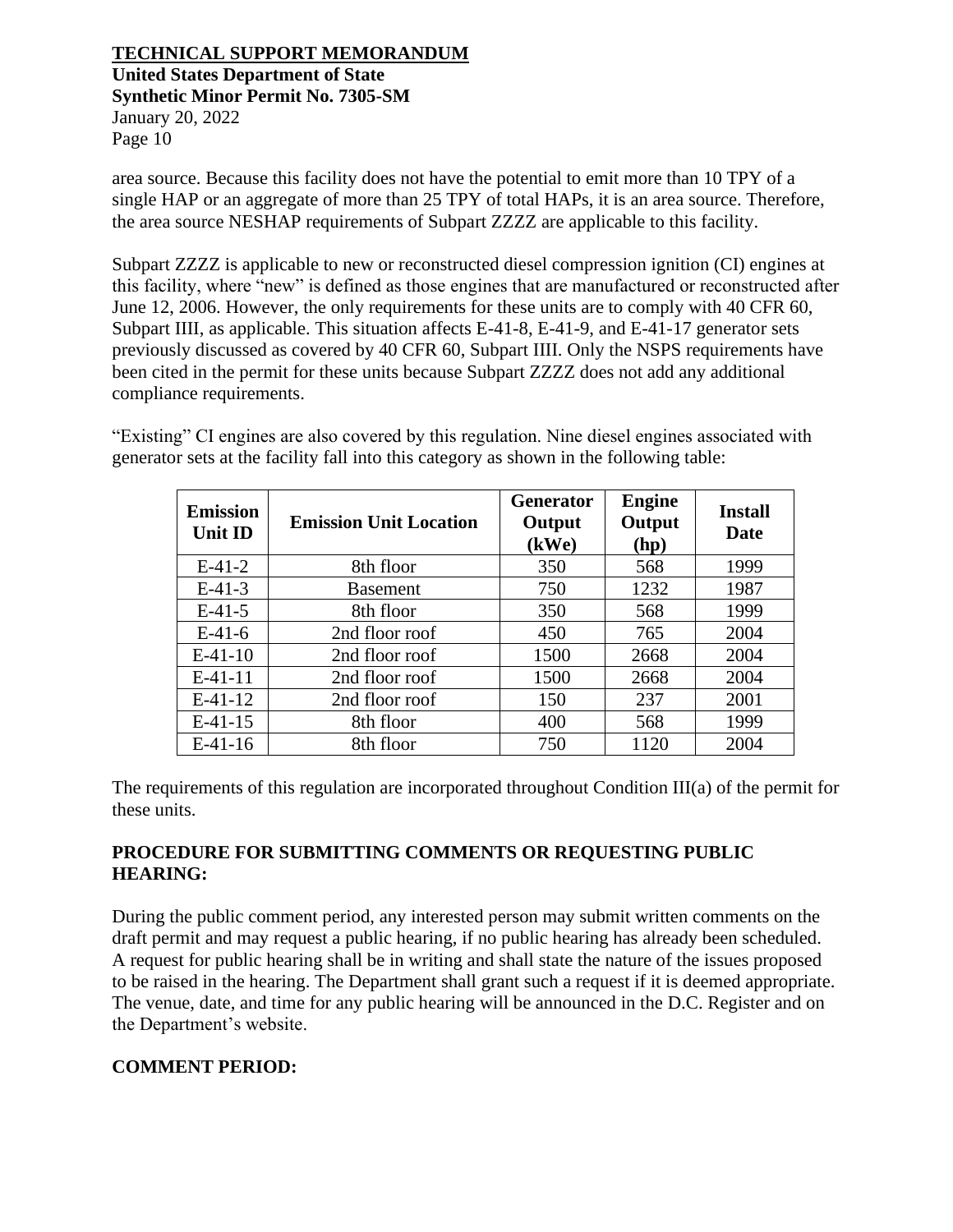area source. Because this facility does not have the potential to emit more than 10 TPY of a single HAP or an aggregate of more than 25 TPY of total HAPs, it is an area source. Therefore, the area source NESHAP requirements of Subpart ZZZZ are applicable to this facility.

Subpart ZZZZ is applicable to new or reconstructed diesel compression ignition (CI) engines at this facility, where "new" is defined as those engines that are manufactured or reconstructed after June 12, 2006. However, the only requirements for these units are to comply with 40 CFR 60, Subpart IIII, as applicable. This situation affects E-41-8, E-41-9, and E-41-17 generator sets previously discussed as covered by 40 CFR 60, Subpart IIII. Only the NSPS requirements have been cited in the permit for these units because Subpart ZZZZ does not add any additional compliance requirements.

"Existing" CI engines are also covered by this regulation. Nine diesel engines associated with generator sets at the facility fall into this category as shown in the following table:

| Emission Unit ID | Emission Unit Location | Generator Output (kWe) | Engine Output (hp) | Install Date |
|---|---|---|---|---|
| E-41-2 | 8th floor | 350 | 568 | 1999 |
| E-41-3 | Basement | 750 | 1232 | 1987 |
| E-41-5 | 8th floor | 350 | 568 | 1999 |
| E-41-6 | 2nd floor roof | 450 | 765 | 2004 |
| E-41-10 | 2nd floor roof | 1500 | 2668 | 2004 |
| E-41-11 | 2nd floor roof | 1500 | 2668 | 2004 |
| E-41-12 | 2nd floor roof | 150 | 237 | 2001 |
| E-41-15 | 8th floor | 400 | 568 | 1999 |
| E-41-16 | 8th floor | 750 | 1120 | 2004 |

The requirements of this regulation are incorporated throughout Condition III(a) of the permit for these units.

**PROCEDURE FOR SUBMITTING COMMENTS OR REQUESTING PUBLIC HEARING:**

During the public comment period, any interested person may submit written comments on the draft permit and may request a public hearing, if no public hearing has already been scheduled. A request for public hearing shall be in writing and shall state the nature of the issues proposed to be raised in the hearing. The Department shall grant such a request if it is deemed appropriate. The venue, date, and time for any public hearing will be announced in the D.C. Register and on the Department's website.

**COMMENT PERIOD:**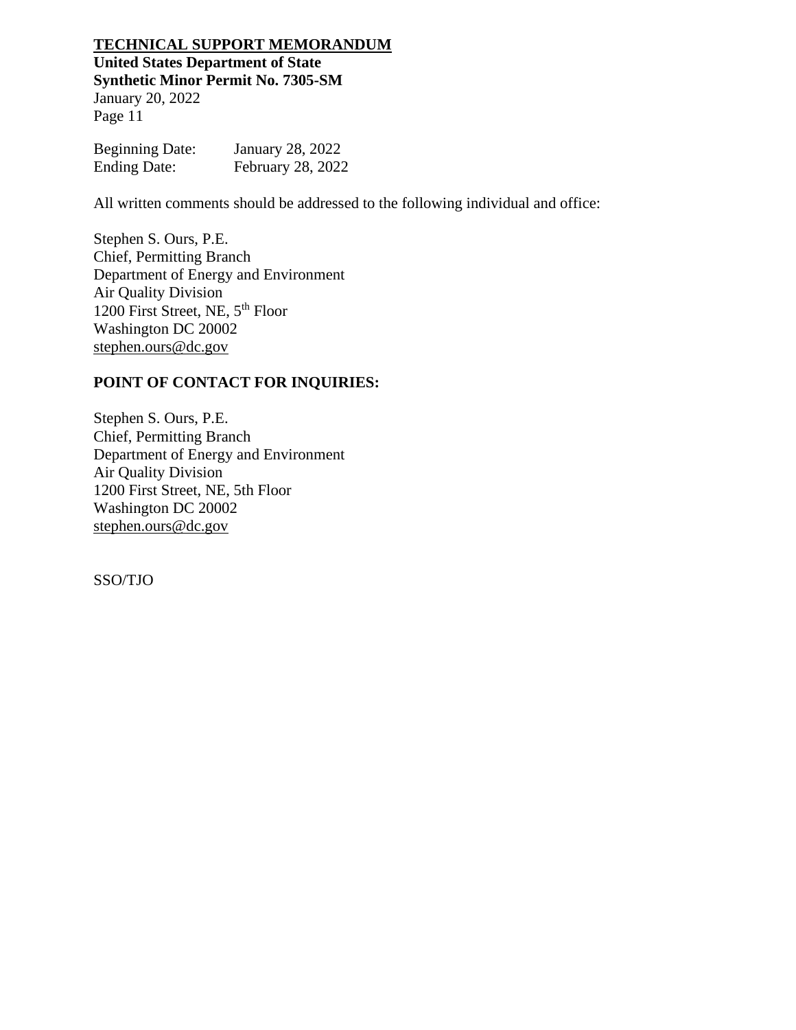Beginning Date: January 28, 2022
Ending Date: February 28, 2022

All written comments should be addressed to the following individual and office:

Stephen S. Ours, P.E.
Chief, Permitting Branch
Department of Energy and Environment
Air Quality Division
1200 First Street, NE, 5$^{th}$ Floor
Washington DC 20002
stephen.ours@dc.gov

**POINT OF CONTACT FOR INQUIRIES:**

Stephen S. Ours, P.E.
Chief, Permitting Branch
Department of Energy and Environment
Air Quality Division
1200 First Street, NE, 5th Floor
Washington DC 20002
stephen.ours@dc.gov

SSO/TJO